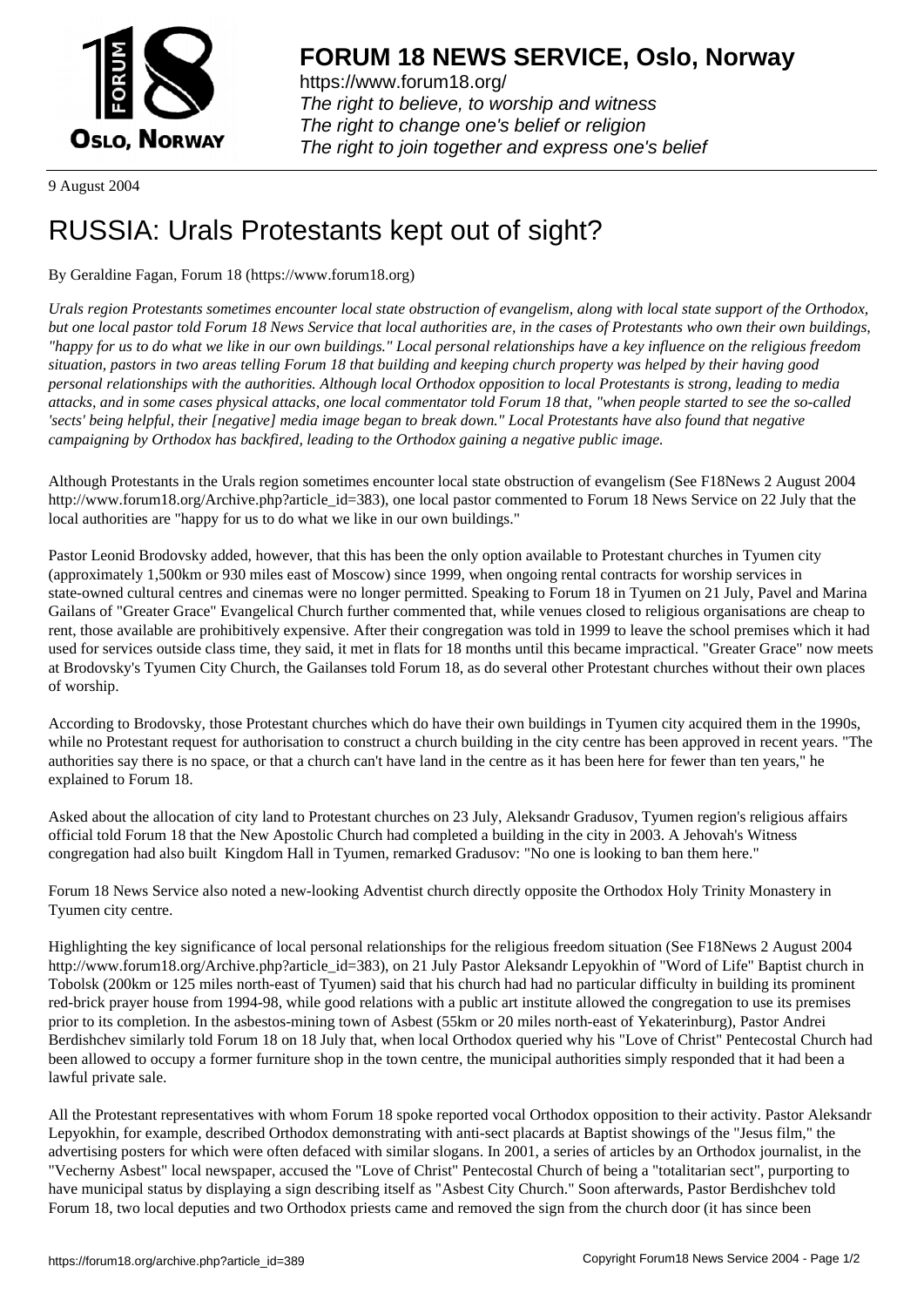# FORUM 18 NEWS SERVICE, Oslo, Norway

https://www.forum18.org/
*The right to believe, to worship and witness*
*The right to change one's belief or religion*
*The right to join together and express one's belief*

9 August 2004

# RUSSIA: Urals Protestants kept out of sight?

By Geraldine Fagan, Forum 18 (https://www.forum18.org)

*Urals region Protestants sometimes encounter local state obstruction of evangelism, along with local state support of the Orthodox, but one local pastor told Forum 18 News Service that local authorities are, in the cases of Protestants who own their own buildings, "happy for us to do what we like in our own buildings." Local personal relationships have a key influence on the religious freedom situation, pastors in two areas telling Forum 18 that building and keeping church property was helped by their having good personal relationships with the authorities. Although local Orthodox opposition to local Protestants is strong, leading to media attacks, and in some cases physical attacks, one local commentator told Forum 18 that, "when people started to see the so-called 'sects' being helpful, their [negative] media image began to break down." Local Protestants have also found that negative campaigning by Orthodox has backfired, leading to the Orthodox gaining a negative public image.*

Although Protestants in the Urals region sometimes encounter local state obstruction of evangelism (See F18News 2 August 2004 http://www.forum18.org/Archive.php?article_id=383), one local pastor commented to Forum 18 News Service on 22 July that the local authorities are "happy for us to do what we like in our own buildings."

Pastor Leonid Brodovsky added, however, that this has been the only option available to Protestant churches in Tyumen city (approximately 1,500km or 930 miles east of Moscow) since 1999, when ongoing rental contracts for worship services in state-owned cultural centres and cinemas were no longer permitted. Speaking to Forum 18 in Tyumen on 21 July, Pavel and Marina Gailans of "Greater Grace" Evangelical Church further commented that, while venues closed to religious organisations are cheap to rent, those available are prohibitively expensive. After their congregation was told in 1999 to leave the school premises which it had used for services outside class time, they said, it met in flats for 18 months until this became impractical. "Greater Grace" now meets at Brodovsky's Tyumen City Church, the Gailanses told Forum 18, as do several other Protestant churches without their own places of worship.

According to Brodovsky, those Protestant churches which do have their own buildings in Tyumen city acquired them in the 1990s, while no Protestant request for authorisation to construct a church building in the city centre has been approved in recent years. "The authorities say there is no space, or that a church can't have land in the centre as it has been here for fewer than ten years," he explained to Forum 18.

Asked about the allocation of city land to Protestant churches on 23 July, Aleksandr Gradusov, Tyumen region's religious affairs official told Forum 18 that the New Apostolic Church had completed a building in the city in 2003. A Jehovah's Witness congregation had also built Kingdom Hall in Tyumen, remarked Gradusov: "No one is looking to ban them here."

Forum 18 News Service also noted a new-looking Adventist church directly opposite the Orthodox Holy Trinity Monastery in Tyumen city centre.

Highlighting the key significance of local personal relationships for the religious freedom situation (See F18News 2 August 2004 http://www.forum18.org/Archive.php?article_id=383), on 21 July Pastor Aleksandr Lepyokhin of "Word of Life" Baptist church in Tobolsk (200km or 125 miles north-east of Tyumen) said that his church had had no particular difficulty in building its prominent red-brick prayer house from 1994-98, while good relations with a public art institute allowed the congregation to use its premises prior to its completion. In the asbestos-mining town of Asbest (55km or 20 miles north-east of Yekaterinburg), Pastor Andrei Berdishchev similarly told Forum 18 on 18 July that, when local Orthodox queried why his "Love of Christ" Pentecostal Church had been allowed to occupy a former furniture shop in the town centre, the municipal authorities simply responded that it had been a lawful private sale.

All the Protestant representatives with whom Forum 18 spoke reported vocal Orthodox opposition to their activity. Pastor Aleksandr Lepyokhin, for example, described Orthodox demonstrating with anti-sect placards at Baptist showings of the "Jesus film," the advertising posters for which were often defaced with similar slogans. In 2001, a series of articles by an Orthodox journalist, in the "Vecherny Asbest" local newspaper, accused the "Love of Christ" Pentecostal Church of being a "totalitarian sect", purporting to have municipal status by displaying a sign describing itself as "Asbest City Church." Soon afterwards, Pastor Berdishchev told Forum 18, two local deputies and two Orthodox priests came and removed the sign from the church door (it has since been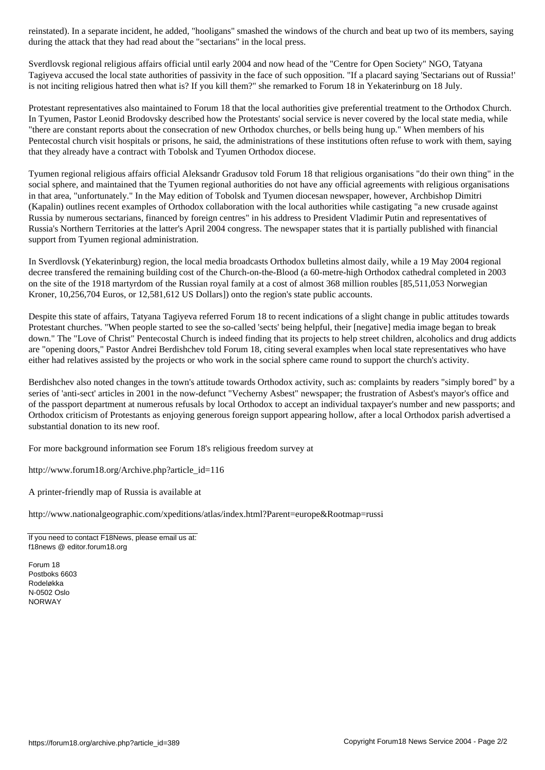reinstated). In a separate incident, he added, "hooligans" smashed the windows of the church and beat up two of its members, saying during the attack that they had read about the "sectarians" in the local press.

Sverdlovsk regional religious affairs official until early 2004 and now head of the "Centre for Open Society" NGO, Tatyana Tagiyeva accused the local state authorities of passivity in the face of such opposition. "If a placard saying 'Sectarians out of Russia!' is not inciting religious hatred then what is? If you kill them?" she remarked to Forum 18 in Yekaterinburg on 18 July.

Protestant representatives also maintained to Forum 18 that the local authorities give preferential treatment to the Orthodox Church. In Tyumen, Pastor Leonid Brodovsky described how the Protestants' social service is never covered by the local state media, while "there are constant reports about the consecration of new Orthodox churches, or bells being hung up." When members of his Pentecostal church visit hospitals or prisons, he said, the administrations of these institutions often refuse to work with them, saying that they already have a contract with Tobolsk and Tyumen Orthodox diocese.

Tyumen regional religious affairs official Aleksandr Gradusov told Forum 18 that religious organisations "do their own thing" in the social sphere, and maintained that the Tyumen regional authorities do not have any official agreements with religious organisations in that area, "unfortunately." In the May edition of Tobolsk and Tyumen diocesan newspaper, however, Archbishop Dimitri (Kapalin) outlines recent examples of Orthodox collaboration with the local authorities while castigating "a new crusade against Russia by numerous sectarians, financed by foreign centres" in his address to President Vladimir Putin and representatives of Russia's Northern Territories at the latter's April 2004 congress. The newspaper states that it is partially published with financial support from Tyumen regional administration.

In Sverdlovsk (Yekaterinburg) region, the local media broadcasts Orthodox bulletins almost daily, while a 19 May 2004 regional decree transfered the remaining building cost of the Church-on-the-Blood (a 60-metre-high Orthodox cathedral completed in 2003 on the site of the 1918 martyrdom of the Russian royal family at a cost of almost 368 million roubles [85,511,053 Norwegian Kroner, 10,256,704 Euros, or 12,581,612 US Dollars]) onto the region's state public accounts.

Despite this state of affairs, Tatyana Tagiyeva referred Forum 18 to recent indications of a slight change in public attitudes towards Protestant churches. "When people started to see the so-called 'sects' being helpful, their [negative] media image began to break down." The "Love of Christ" Pentecostal Church is indeed finding that its projects to help street children, alcoholics and drug addicts are "opening doors," Pastor Andrei Berdishchev told Forum 18, citing several examples when local state representatives who have either had relatives assisted by the projects or who work in the social sphere came round to support the church's activity.

Berdishchev also noted changes in the town's attitude towards Orthodox activity, such as: complaints by readers "simply bored" by a series of 'anti-sect' articles in 2001 in the now-defunct "Vecherny Asbest" newspaper; the frustration of Asbest's mayor's office and of the passport department at numerous refusals by local Orthodox to accept an individual taxpayer's number and new passports; and Orthodox criticism of Protestants as enjoying generous foreign support appearing hollow, after a local Orthodox parish advertised a substantial donation to its new roof.

For more background information see Forum 18's religious freedom survey at

http://www.forum18.org/Archive.php?article_id=116

A printer-friendly map of Russia is available at

http://www.nationalgeographic.com/xpeditions/atlas/index.html?Parent=europe&Rootmap=russi

If you need to contact F18News, please email us at:
f18news @ editor.forum18.org

Forum 18
Postboks 6603
Rodeløkka
N-0502 Oslo
NORWAY